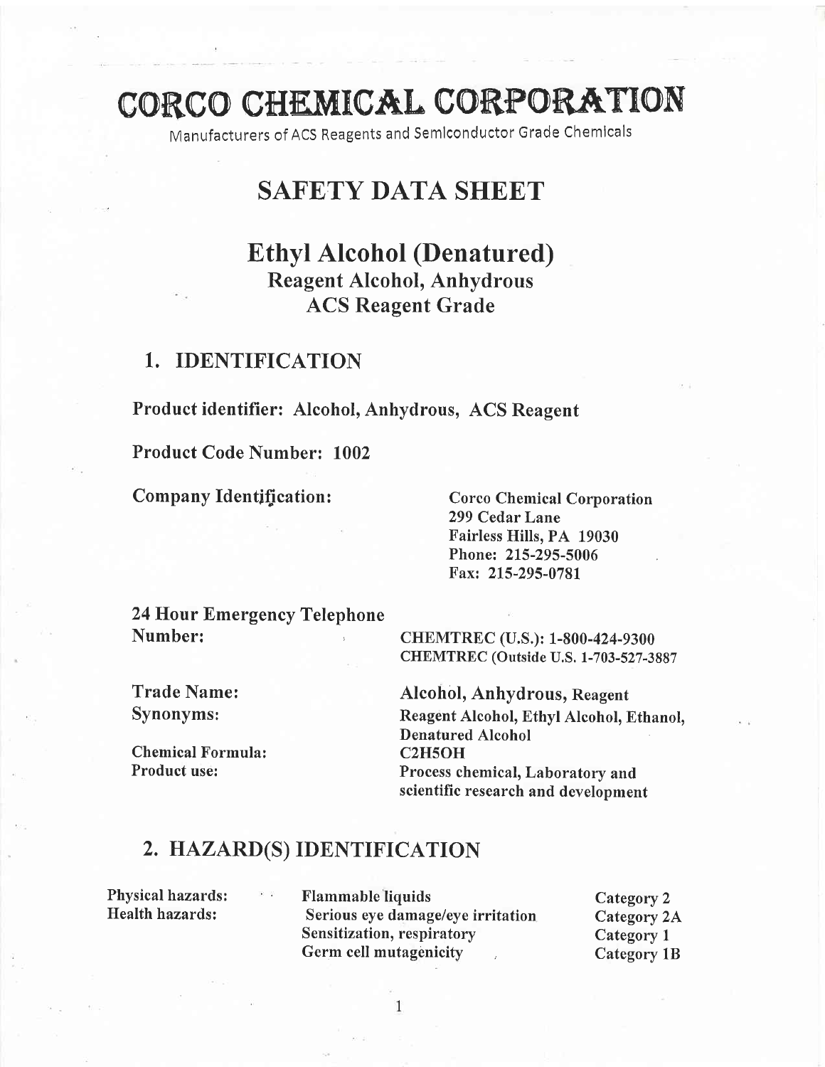# CORCO CHEMICAL CORPORATION

Manufacturers of ACS Reagents and Semiconductor Grade Chemicals

# SAFETY DATA SHEET

## Ethyl Alcohol (Denatured)

### Reagent Alcohol, Anhydrous
### ACS Reagent Grade

## 1. IDENTIFICATION

**Product identifier:** Alcohol, Anhydrous, ACS Reagent

**Product Code Number:** 1002

**Company Identification:**

Corco Chemical Corporation
299 Cedar Lane
Fairless Hills, PA 19030
Phone: 215-295-5006
Fax: 215-295-0781

**24 Hour Emergency Telephone Number:**

CHEMTREC (U.S.): 1-800-424-9300
CHEMTREC (Outside U.S. 1-703-527-3887

**Trade Name:** Alcohol, Anhydrous, Reagent

**Synonyms:** Reagent Alcohol, Ethyl Alcohol, Ethanol, Denatured Alcohol

**Chemical Formula:** $C_2H_5OH$

**Product use:** Process chemical, Laboratory and scientific research and development

## 2. HAZARD(S) IDENTIFICATION

| | | |
|---|---|---|
| Physical hazards: | Flammable liquids | Category 2 |
| Health hazards: | Serious eye damage/eye irritation | Category 2A |
| | Sensitization, respiratory | Category 1 |
| | Germ cell mutagenicity | Category 1B |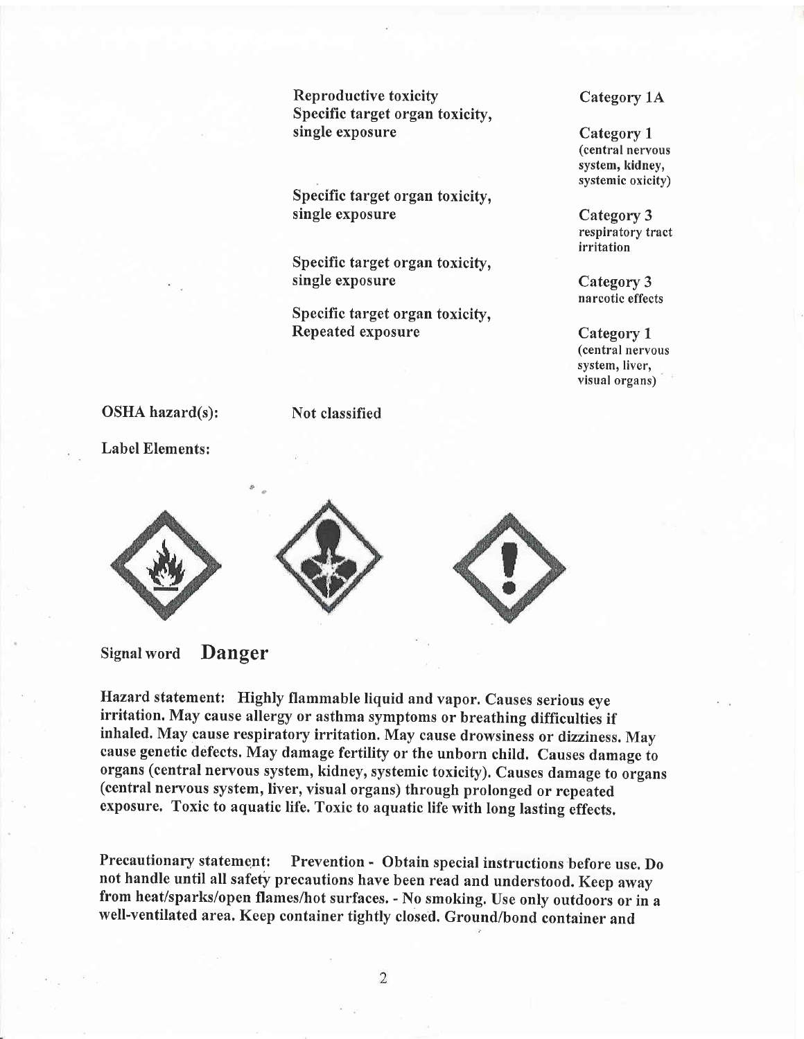| | |
|---|---|
| Reproductive toxicity | Category 1A |
| Specific target organ toxicity, single exposure | Category 1 (central nervous system, kidney, systemic oxicity) |
| Specific target organ toxicity, single exposure | Category 3 respiratory tract irritation |
| Specific target organ toxicity, single exposure | Category 3 narcotic effects |
| Specific target organ toxicity, Repeated exposure | Category 1 (central nervous system, liver, visual organs) |

**OSHA hazard(s):** Not classified

**Label Elements:**

Signal word **Danger**

**Hazard statement:** Highly flammable liquid and vapor. Causes serious eye irritation. May cause allergy or asthma symptoms or breathing difficulties if inhaled. May cause respiratory irritation. May cause drowsiness or dizziness. May cause genetic defects. May damage fertility or the unborn child. Causes damage to organs (central nervous system, kidney, systemic toxicity). Causes damage to organs (central nervous system, liver, visual organs) through prolonged or repeated exposure. Toxic to aquatic life. Toxic to aquatic life with long lasting effects.

**Precautionary statement:** Prevention - Obtain special instructions before use. Do not handle until all safety precautions have been read and understood. Keep away from heat/sparks/open flames/hot surfaces. - No smoking. Use only outdoors or in a well-ventilated area. Keep container tightly closed. Ground/bond container and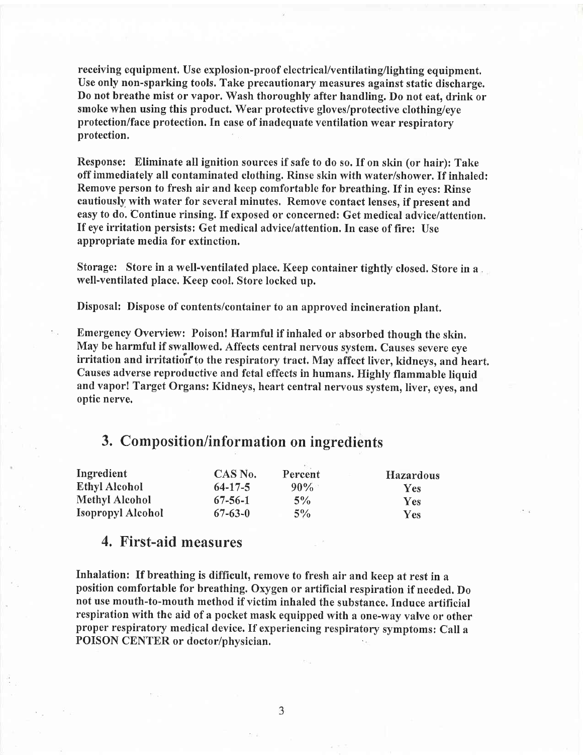receiving equipment. Use explosion-proof electrical/ventilating/lighting equipment. Use only non-sparking tools. Take precautionary measures against static discharge. Do not breathe mist or vapor. Wash thoroughly after handling. Do not eat, drink or smoke when using this product. Wear protective gloves/protective clothing/eye protection/face protection. In case of inadequate ventilation wear respiratory protection.

Response: Eliminate all ignition sources if safe to do so. If on skin (or hair): Take off immediately all contaminated clothing. Rinse skin with water/shower. If inhaled: Remove person to fresh air and keep comfortable for breathing. If in eyes: Rinse cautiously with water for several minutes. Remove contact lenses, if present and easy to do. Continue rinsing. If exposed or concerned: Get medical advice/attention. If eye irritation persists: Get medical advice/attention. In case of fire: Use appropriate media for extinction.

Storage: Store in a well-ventilated place. Keep container tightly closed. Store in a well-ventilated place. Keep cool. Store locked up.

Disposal: Dispose of contents/container to an approved incineration plant.

Emergency Overview: Poison! Harmful if inhaled or absorbed though the skin. May be harmful if swallowed. Affects central nervous system. Causes severe eye irritation and irritation to the respiratory tract. May affect liver, kidneys, and heart. Causes adverse reproductive and fetal effects in humans. Highly flammable liquid and vapor! Target Organs: Kidneys, heart central nervous system, liver, eyes, and optic nerve.

## 3. Composition/information on ingredients

| Ingredient | CAS No. | Percent | Hazardous |
|---|---|---|---|
| Ethyl Alcohol | 64-17-5 | 90% | Yes |
| Methyl Alcohol | 67-56-1 | 5% | Yes |
| Isopropyl Alcohol | 67-63-0 | 5% | Yes |

## 4. First-aid measures

Inhalation: If breathing is difficult, remove to fresh air and keep at rest in a position comfortable for breathing. Oxygen or artificial respiration if needed. Do not use mouth-to-mouth method if victim inhaled the substance. Induce artificial respiration with the aid of a pocket mask equipped with a one-way valve or other proper respiratory medical device. If experiencing respiratory symptoms: Call a POISON CENTER or doctor/physician.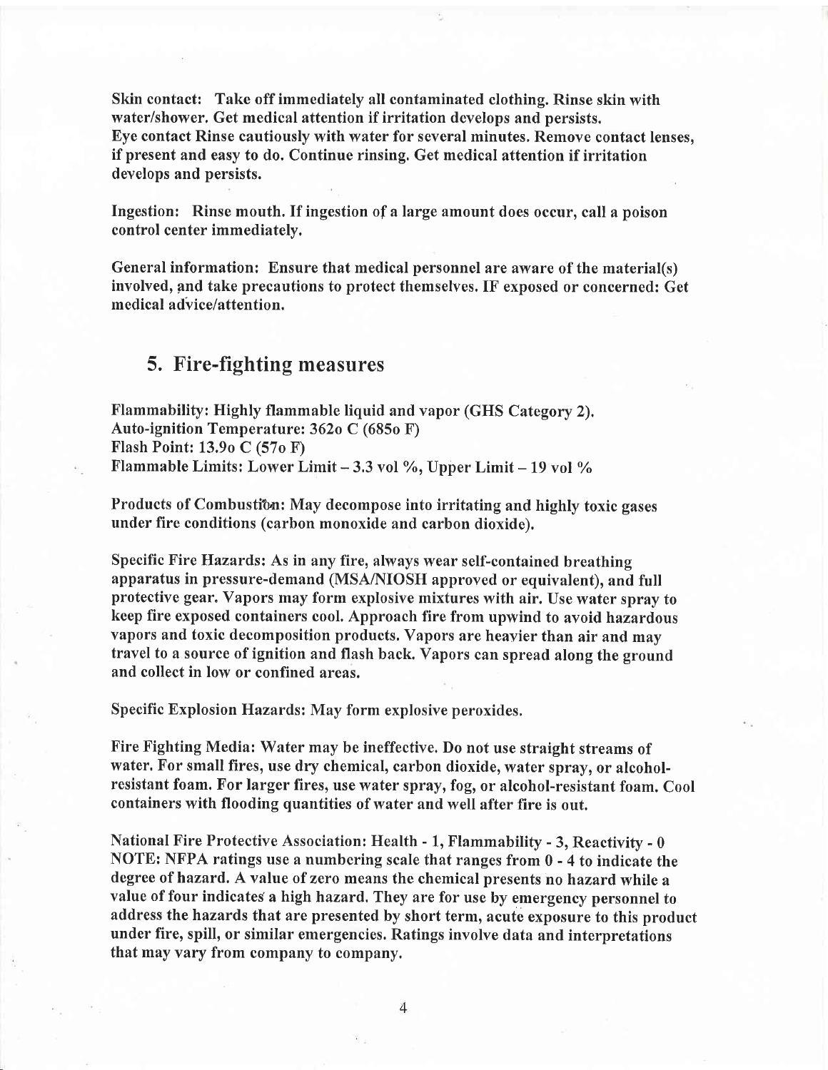**Skin contact:** Take off immediately all contaminated clothing. Rinse skin with water/shower. Get medical attention if irritation develops and persists.
**Eye contact** Rinse cautiously with water for several minutes. Remove contact lenses, if present and easy to do. Continue rinsing. Get medical attention if irritation develops and persists.

**Ingestion:** Rinse mouth. If ingestion of a large amount does occur, call a poison control center immediately.

**General information:** Ensure that medical personnel are aware of the material(s) involved, and take precautions to protect themselves. IF exposed or concerned: Get medical advice/attention.

## 5. Fire-fighting measures

Flammability: Highly flammable liquid and vapor (GHS Category 2).
Auto-ignition Temperature: 362o C (685o F)
Flash Point: 13.9o C (57o F)
Flammable Limits: Lower Limit – 3.3 vol %, Upper Limit – 19 vol %

Products of Combustion: May decompose into irritating and highly toxic gases under fire conditions (carbon monoxide and carbon dioxide).

Specific Fire Hazards: As in any fire, always wear self-contained breathing apparatus in pressure-demand (MSA/NIOSH approved or equivalent), and full protective gear. Vapors may form explosive mixtures with air. Use water spray to keep fire exposed containers cool. Approach fire from upwind to avoid hazardous vapors and toxic decomposition products. Vapors are heavier than air and may travel to a source of ignition and flash back. Vapors can spread along the ground and collect in low or confined areas.

Specific Explosion Hazards: May form explosive peroxides.

Fire Fighting Media: Water may be ineffective. Do not use straight streams of water. For small fires, use dry chemical, carbon dioxide, water spray, or alcohol-resistant foam. For larger fires, use water spray, fog, or alcohol-resistant foam. Cool containers with flooding quantities of water and well after fire is out.

National Fire Protective Association: Health - 1, Flammability - 3, Reactivity - 0
NOTE: NFPA ratings use a numbering scale that ranges from 0 - 4 to indicate the degree of hazard. A value of zero means the chemical presents no hazard while a value of four indicates a high hazard. They are for use by emergency personnel to address the hazards that are presented by short term, acute exposure to this product under fire, spill, or similar emergencies. Ratings involve data and interpretations that may vary from company to company.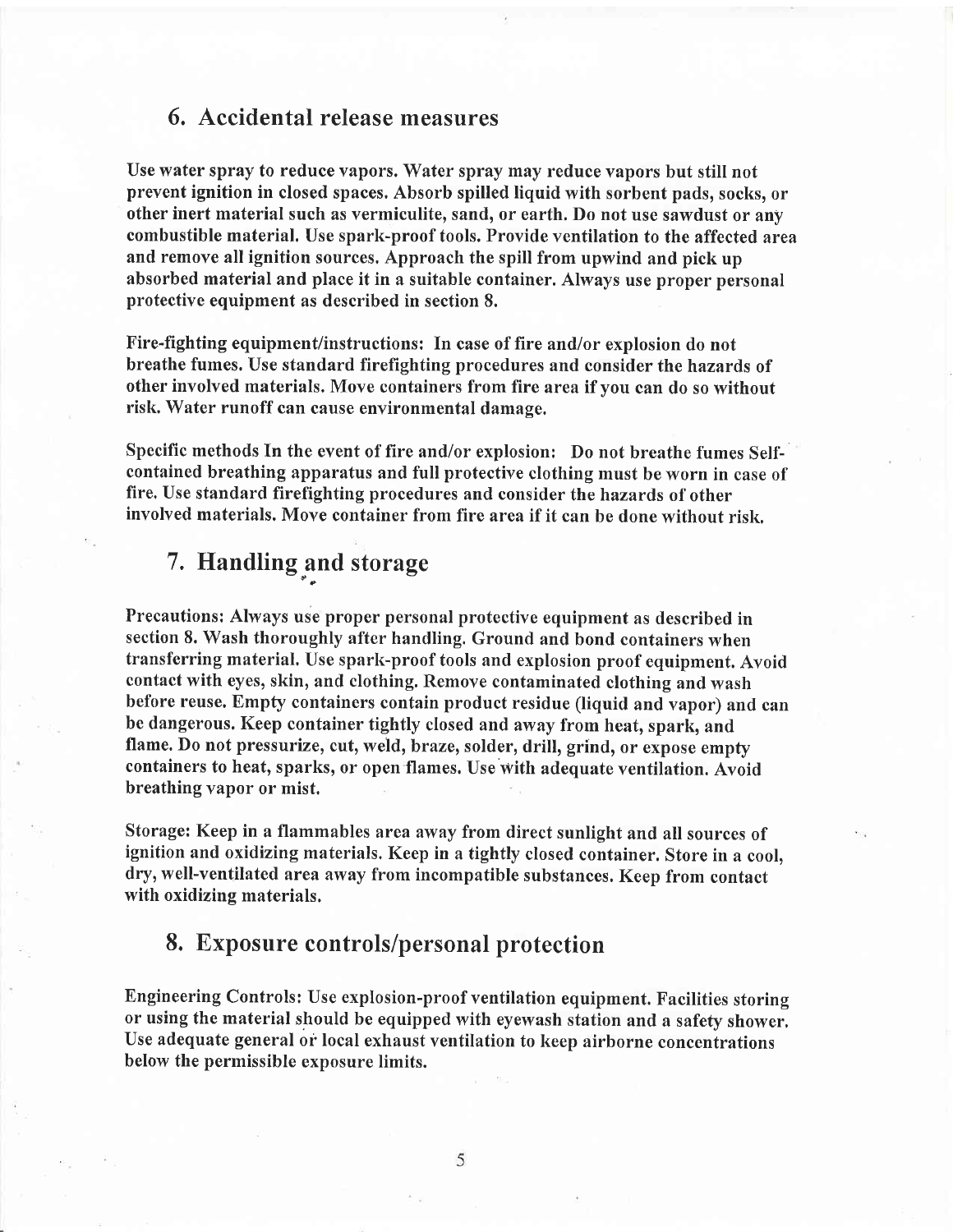## 6. Accidental release measures

Use water spray to reduce vapors. Water spray may reduce vapors but still not prevent ignition in closed spaces. Absorb spilled liquid with sorbent pads, socks, or other inert material such as vermiculite, sand, or earth. Do not use sawdust or any combustible material. Use spark-proof tools. Provide ventilation to the affected area and remove all ignition sources. Approach the spill from upwind and pick up absorbed material and place it in a suitable container. Always use proper personal protective equipment as described in section 8.

Fire-fighting equipment/instructions: In case of fire and/or explosion do not breathe fumes. Use standard firefighting procedures and consider the hazards of other involved materials. Move containers from fire area if you can do so without risk. Water runoff can cause environmental damage.

Specific methods In the event of fire and/or explosion: Do not breathe fumes Self-contained breathing apparatus and full protective clothing must be worn in case of fire. Use standard firefighting procedures and consider the hazards of other involved materials. Move container from fire area if it can be done without risk.

## 7. Handling and storage

Precautions: Always use proper personal protective equipment as described in section 8. Wash thoroughly after handling. Ground and bond containers when transferring material. Use spark-proof tools and explosion proof equipment. Avoid contact with eyes, skin, and clothing. Remove contaminated clothing and wash before reuse. Empty containers contain product residue (liquid and vapor) and can be dangerous. Keep container tightly closed and away from heat, spark, and flame. Do not pressurize, cut, weld, braze, solder, drill, grind, or expose empty containers to heat, sparks, or open flames. Use with adequate ventilation. Avoid breathing vapor or mist.

Storage: Keep in a flammables area away from direct sunlight and all sources of ignition and oxidizing materials. Keep in a tightly closed container. Store in a cool, dry, well-ventilated area away from incompatible substances. Keep from contact with oxidizing materials.

## 8. Exposure controls/personal protection

Engineering Controls: Use explosion-proof ventilation equipment. Facilities storing or using the material should be equipped with eyewash station and a safety shower. Use adequate general or local exhaust ventilation to keep airborne concentrations below the permissible exposure limits.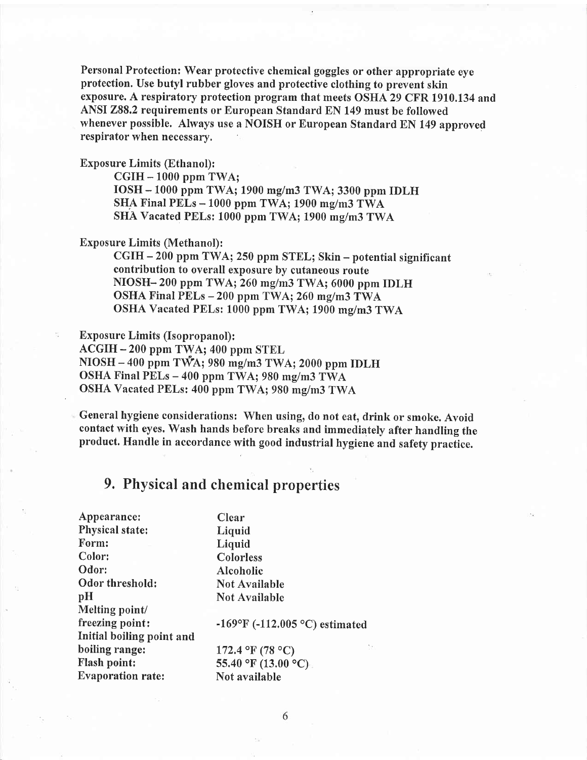**Personal Protection:** Wear protective chemical goggles or other appropriate eye protection. Use butyl rubber gloves and protective clothing to prevent skin exposure. A respiratory protection program that meets OSHA 29 CFR 1910.134 and ANSI Z88.2 requirements or European Standard EN 149 must be followed whenever possible. Always use a NOISH or European Standard EN 149 approved respirator when necessary.

**Exposure Limits (Ethanol):**

CGIH – 1000 ppm TWA;
IOSH – 1000 ppm TWA; 1900 mg/m3 TWA; 3300 ppm IDLH
SHA Final PELs – 1000 ppm TWA; 1900 mg/m3 TWA
SHA Vacated PELs: 1000 ppm TWA; 1900 mg/m3 TWA

**Exposure Limits (Methanol):**

CGIH – 200 ppm TWA; 250 ppm STEL; Skin – potential significant contribution to overall exposure by cutaneous route
NIOSH– 200 ppm TWA; 260 mg/m3 TWA; 6000 ppm IDLH
OSHA Final PELs – 200 ppm TWA; 260 mg/m3 TWA
OSHA Vacated PELs: 1000 ppm TWA; 1900 mg/m3 TWA

**Exposure Limits (Isopropanol):**

ACGIH – 200 ppm TWA; 400 ppm STEL
NIOSH – 400 ppm TWA; 980 mg/m3 TWA; 2000 ppm IDLH
OSHA Final PELs – 400 ppm TWA; 980 mg/m3 TWA
OSHA Vacated PELs: 400 ppm TWA; 980 mg/m3 TWA

**General hygiene considerations:** When using, do not eat, drink or smoke. Avoid contact with eyes. Wash hands before breaks and immediately after handling the product. Handle in accordance with good industrial hygiene and safety practice.

## 9. Physical and chemical properties

| | |
|---|---|
| Appearance: | Clear |
| Physical state: | Liquid |
| Form: | Liquid |
| Color: | Colorless |
| Odor: | Alcoholic |
| Odor threshold: | Not Available |
| pH | Not Available |
| Melting point/ freezing point: | -169°F (-112.005 °C) estimated |
| Initial boiling point and boiling range: | 172.4 °F (78 °C) |
| Flash point: | 55.40 °F (13.00 °C) |
| Evaporation rate: | Not available |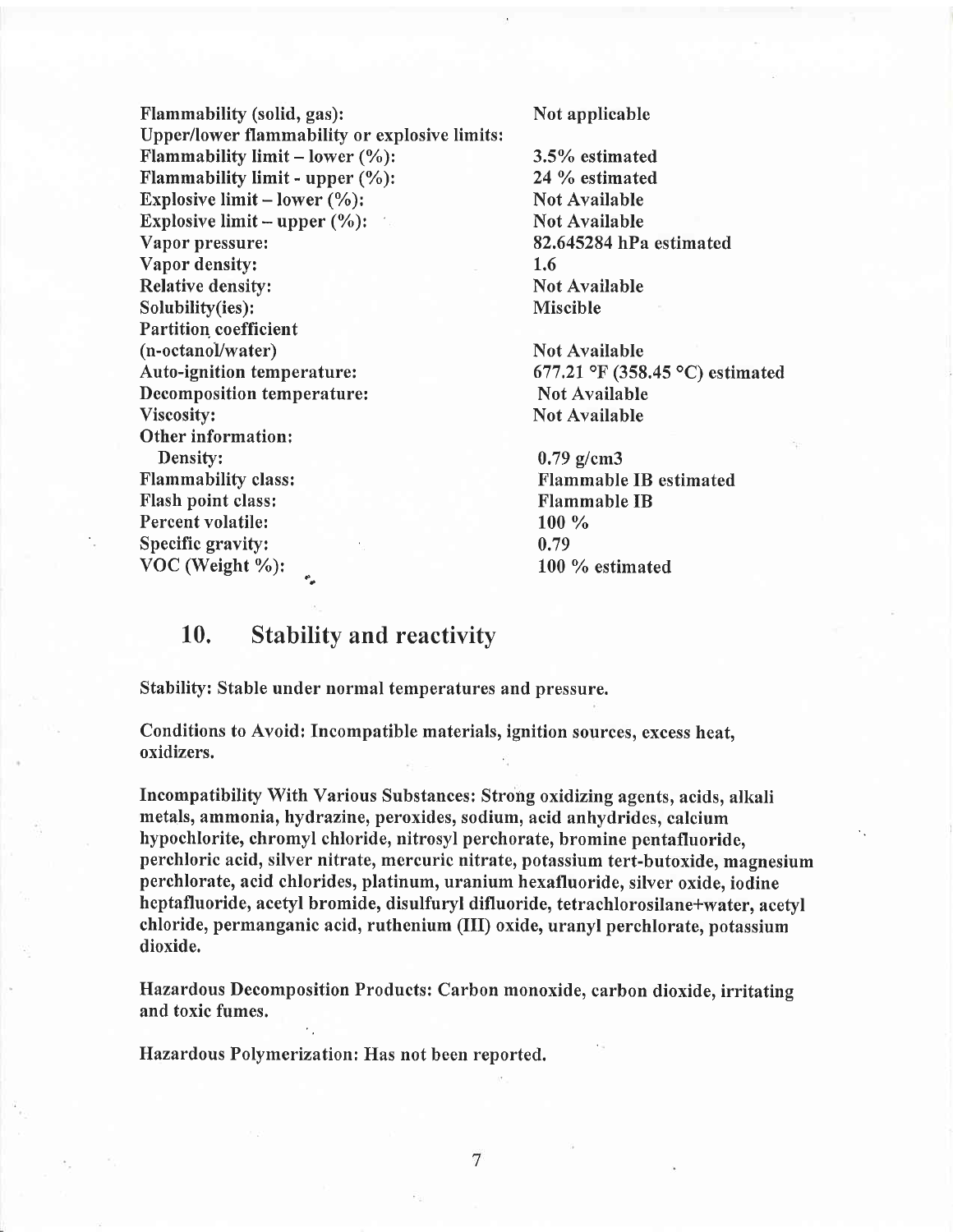| | |
|---|---|
| **Flammability (solid, gas):** | **Not applicable** |
| **Upper/lower flammability or explosive limits:** | |
| **Flammability limit – lower (%):** | **3.5% estimated** |
| **Flammability limit - upper (%):** | **24 % estimated** |
| **Explosive limit – lower (%):** | **Not Available** |
| **Explosive limit – upper (%):** | **Not Available** |
| **Vapor pressure:** | **82.645284 hPa estimated** |
| **Vapor density:** | **1.6** |
| **Relative density:** | **Not Available** |
| **Solubility(ies):** | **Miscible** |
| **Partition coefficient (n-octanol/water)** | **Not Available** |
| **Auto-ignition temperature:** | **677.21 °F (358.45 °C) estimated** |
| **Decomposition temperature:** | **Not Available** |
| **Viscosity:** | **Not Available** |
| **Other information:** | |
| **Density:** | **0.79 g/cm3** |
| **Flammability class:** | **Flammable IB estimated** |
| **Flash point class:** | **Flammable IB** |
| **Percent volatile:** | **100 %** |
| **Specific gravity:** | **0.79** |
| **VOC (Weight %):** | **100 % estimated** |

## 10. Stability and reactivity

**Stability: Stable under normal temperatures and pressure.**

**Conditions to Avoid: Incompatible materials, ignition sources, excess heat, oxidizers.**

**Incompatibility With Various Substances: Strong oxidizing agents, acids, alkali metals, ammonia, hydrazine, peroxides, sodium, acid anhydrides, calcium hypochlorite, chromyl chloride, nitrosyl perchorate, bromine pentafluoride, perchloric acid, silver nitrate, mercuric nitrate, potassium tert-butoxide, magnesium perchlorate, acid chlorides, platinum, uranium hexafluoride, silver oxide, iodine heptafluoride, acetyl bromide, disulfuryl difluoride, tetrachlorosilane+water, acetyl chloride, permanganic acid, ruthenium (III) oxide, uranyl perchlorate, potassium dioxide.**

**Hazardous Decomposition Products: Carbon monoxide, carbon dioxide, irritating and toxic fumes.**

**Hazardous Polymerization: Has not been reported.**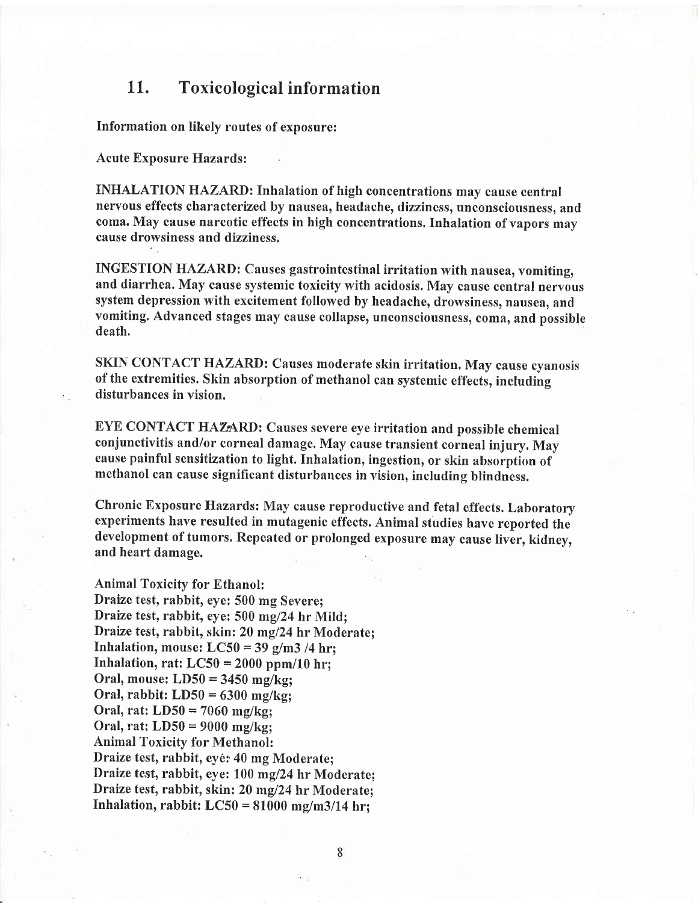## 11. Toxicological information

Information on likely routes of exposure:

Acute Exposure Hazards:

INHALATION HAZARD: Inhalation of high concentrations may cause central nervous effects characterized by nausea, headache, dizziness, unconsciousness, and coma. May cause narcotic effects in high concentrations. Inhalation of vapors may cause drowsiness and dizziness.

INGESTION HAZARD: Causes gastrointestinal irritation with nausea, vomiting, and diarrhea. May cause systemic toxicity with acidosis. May cause central nervous system depression with excitement followed by headache, drowsiness, nausea, and vomiting. Advanced stages may cause collapse, unconsciousness, coma, and possible death.

SKIN CONTACT HAZARD: Causes moderate skin irritation. May cause cyanosis of the extremities. Skin absorption of methanol can systemic effects, including disturbances in vision.

EYE CONTACT HAZARD: Causes severe eye irritation and possible chemical conjunctivitis and/or corneal damage. May cause transient corneal injury. May cause painful sensitization to light. Inhalation, ingestion, or skin absorption of methanol can cause significant disturbances in vision, including blindness.

Chronic Exposure Hazards: May cause reproductive and fetal effects. Laboratory experiments have resulted in mutagenic effects. Animal studies have reported the development of tumors. Repeated or prolonged exposure may cause liver, kidney, and heart damage.

Animal Toxicity for Ethanol:
Draize test, rabbit, eye: 500 mg Severe;
Draize test, rabbit, eye: 500 mg/24 hr Mild;
Draize test, rabbit, skin: 20 mg/24 hr Moderate;
Inhalation, mouse: LC50 = 39 g/m3 /4 hr;
Inhalation, rat: LC50 = 2000 ppm/10 hr;
Oral, mouse: LD50 = 3450 mg/kg;
Oral, rabbit: LD50 = 6300 mg/kg;
Oral, rat: LD50 = 7060 mg/kg;
Oral, rat: LD50 = 9000 mg/kg;
Animal Toxicity for Methanol:
Draize test, rabbit, eye: 40 mg Moderate;
Draize test, rabbit, eye: 100 mg/24 hr Moderate;
Draize test, rabbit, skin: 20 mg/24 hr Moderate;
Inhalation, rabbit: LC50 = 81000 mg/m3/14 hr;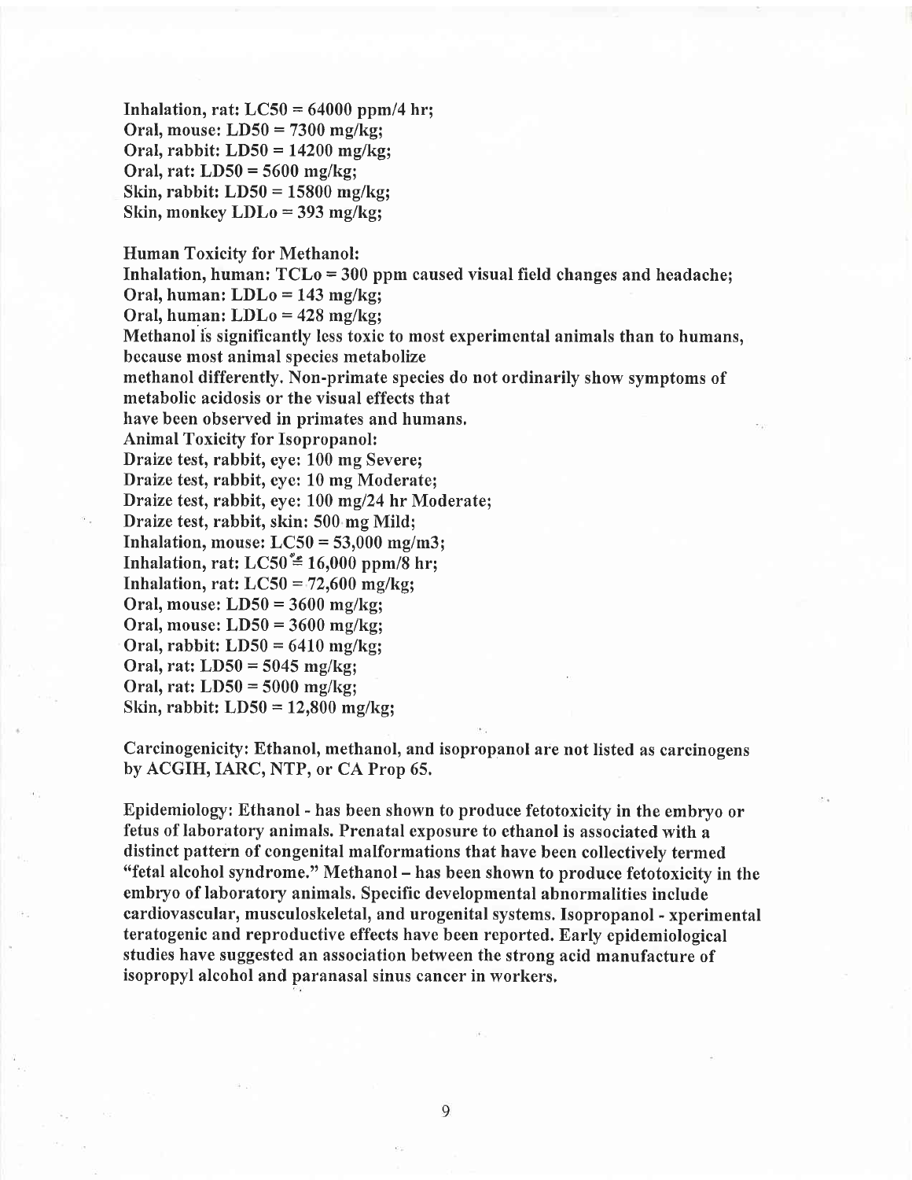**Inhalation, rat: LC50 = 64000 ppm/4 hr;**
**Oral, mouse: LD50 = 7300 mg/kg;**
**Oral, rabbit: LD50 = 14200 mg/kg;**
**Oral, rat: LD50 = 5600 mg/kg;**
**Skin, rabbit: LD50 = 15800 mg/kg;**
**Skin, monkey LDLo = 393 mg/kg;**

**Human Toxicity for Methanol:**
**Inhalation, human: TCLo = 300 ppm caused visual field changes and headache;**
**Oral, human: LDLo = 143 mg/kg;**
**Oral, human: LDLo = 428 mg/kg;**
**Methanol is significantly less toxic to most experimental animals than to humans, because most animal species metabolize methanol differently. Non-primate species do not ordinarily show symptoms of metabolic acidosis or the visual effects that have been observed in primates and humans.**
**Animal Toxicity for Isopropanol:**
**Draize test, rabbit, eye: 100 mg Severe;**
**Draize test, rabbit, eye: 10 mg Moderate;**
**Draize test, rabbit, eye: 100 mg/24 hr Moderate;**
**Draize test, rabbit, skin: 500 mg Mild;**
**Inhalation, mouse: LC50 = 53,000 mg/m3;**
**Inhalation, rat: LC50 = 16,000 ppm/8 hr;**
**Inhalation, rat: LC50 = 72,600 mg/kg;**
**Oral, mouse: LD50 = 3600 mg/kg;**
**Oral, mouse: LD50 = 3600 mg/kg;**
**Oral, rabbit: LD50 = 6410 mg/kg;**
**Oral, rat: LD50 = 5045 mg/kg;**
**Oral, rat: LD50 = 5000 mg/kg;**
**Skin, rabbit: LD50 = 12,800 mg/kg;**

**Carcinogenicity: Ethanol, methanol, and isopropanol are not listed as carcinogens by ACGIH, IARC, NTP, or CA Prop 65.**

**Epidemiology: Ethanol - has been shown to produce fetotoxicity in the embryo or fetus of laboratory animals. Prenatal exposure to ethanol is associated with a distinct pattern of congenital malformations that have been collectively termed "fetal alcohol syndrome." Methanol – has been shown to produce fetotoxicity in the embryo of laboratory animals. Specific developmental abnormalities include cardiovascular, musculoskeletal, and urogenital systems. Isopropanol - xperimental teratogenic and reproductive effects have been reported. Early epidemiological studies have suggested an association between the strong acid manufacture of isopropyl alcohol and paranasal sinus cancer in workers.**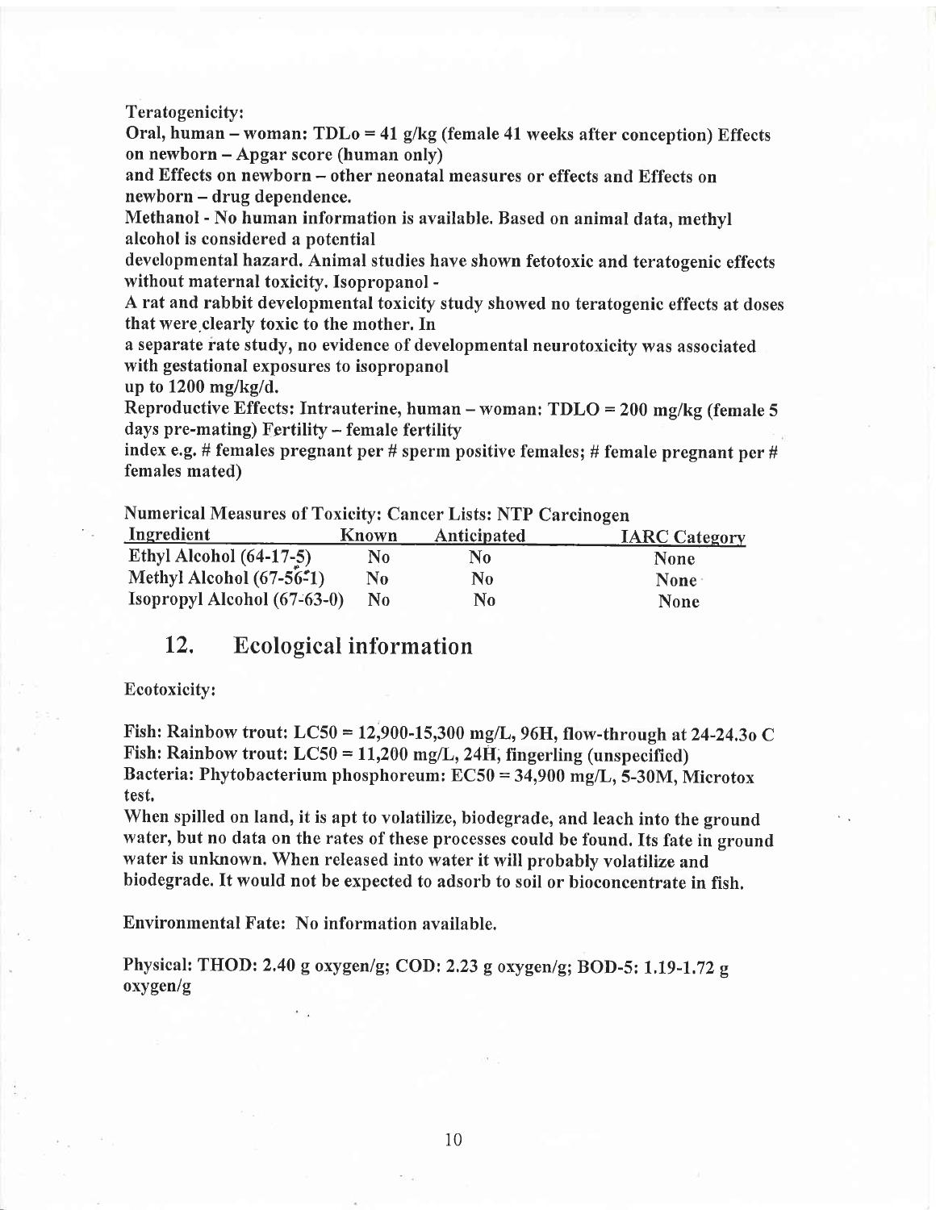**Teratogenicity:**

**Oral, human – woman: TDLo = 41 g/kg (female 41 weeks after conception) Effects on newborn – Apgar score (human only)**

**and Effects on newborn – other neonatal measures or effects and Effects on newborn – drug dependence.**

**Methanol - No human information is available. Based on animal data, methyl alcohol is considered a potential**

**developmental hazard. Animal studies have shown fetotoxic and teratogenic effects without maternal toxicity. Isopropanol -**

**A rat and rabbit developmental toxicity study showed no teratogenic effects at doses that were clearly toxic to the mother. In**

**a separate rate study, no evidence of developmental neurotoxicity was associated with gestational exposures to isopropanol**

**up to 1200 mg/kg/d.**

**Reproductive Effects: Intrauterine, human – woman: TDLO = 200 mg/kg (female 5 days pre-mating) Fertility – female fertility**

**index e.g. # females pregnant per # sperm positive females; # female pregnant per # females mated)**

**Numerical Measures of Toxicity: Cancer Lists: NTP Carcinogen**

| Ingredient | Known | Anticipated | IARC Category |
|---|---|---|---|
| Ethyl Alcohol (64-17-5) | No | No | None |
| Methyl Alcohol (67-56-1) | No | No | None |
| Isopropyl Alcohol (67-63-0) | No | No | None |

## 12. Ecological information

**Ecotoxicity:**

**Fish: Rainbow trout: LC50 = 12,900-15,300 mg/L, 96H, flow-through at 24-24.3o C**
**Fish: Rainbow trout: LC50 = 11,200 mg/L, 24H, fingerling (unspecified)**
**Bacteria: Phytobacterium phosphoreum: EC50 = 34,900 mg/L, 5-30M, Microtox test.**

**When spilled on land, it is apt to volatilize, biodegrade, and leach into the ground water, but no data on the rates of these processes could be found. Its fate in ground water is unknown. When released into water it will probably volatilize and biodegrade. It would not be expected to adsorb to soil or bioconcentrate in fish.**

**Environmental Fate: No information available.**

**Physical: THOD: 2.40 g oxygen/g; COD: 2.23 g oxygen/g; BOD-5: 1.19-1.72 g oxygen/g**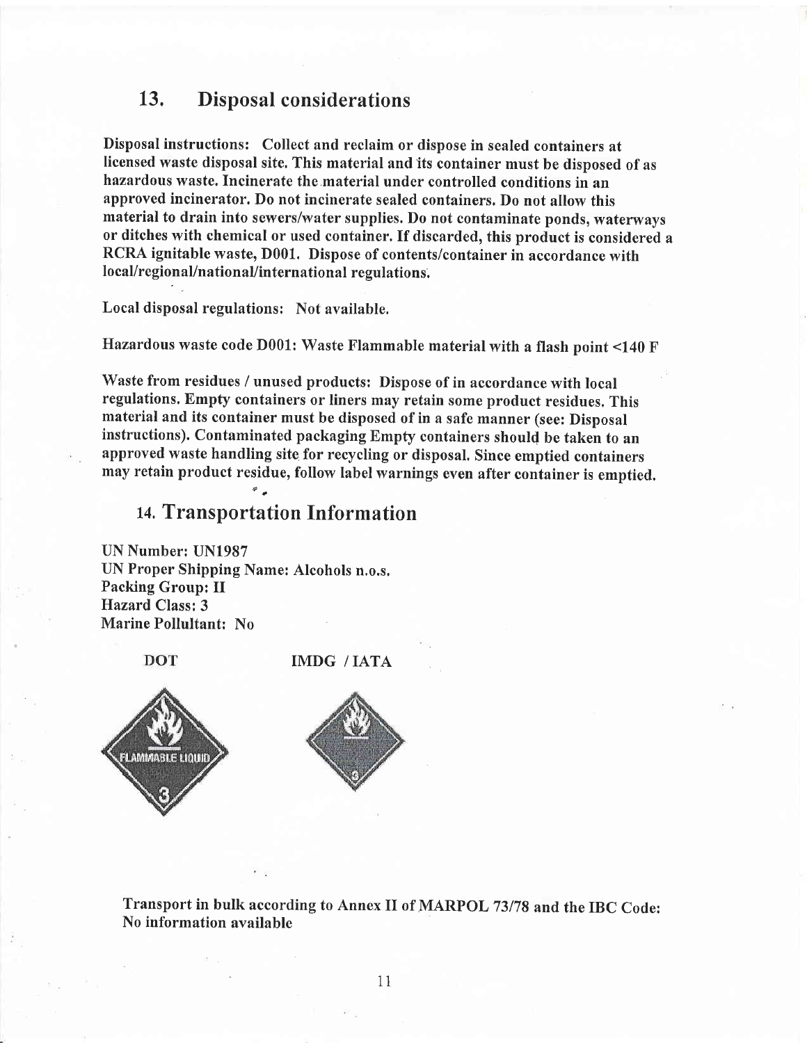## 13. Disposal considerations

**Disposal instructions: Collect and reclaim or dispose in sealed containers at licensed waste disposal site. This material and its container must be disposed of as hazardous waste. Incinerate the material under controlled conditions in an approved incinerator. Do not incinerate sealed containers. Do not allow this material to drain into sewers/water supplies. Do not contaminate ponds, waterways or ditches with chemical or used container. If discarded, this product is considered a RCRA ignitable waste, D001. Dispose of contents/container in accordance with local/regional/national/international regulations.**

Local disposal regulations: Not available.

Hazardous waste code D001: Waste Flammable material with a flash point <140 F

Waste from residues / unused products: Dispose of in accordance with local regulations. Empty containers or liners may retain some product residues. This material and its container must be disposed of in a safe manner (see: Disposal instructions). Contaminated packaging Empty containers should be taken to an approved waste handling site for recycling or disposal. Since emptied containers may retain product residue, follow label warnings even after container is emptied.

## 14. Transportation Information

UN Number: UN1987
UN Proper Shipping Name: Alcohols n.o.s.
Packing Group: II
Hazard Class: 3
Marine Pollultant: No

DOT IMDG / IATA

FLAMMABLE LIQUID 3

Transport in bulk according to Annex II of MARPOL 73/78 and the IBC Code: No information available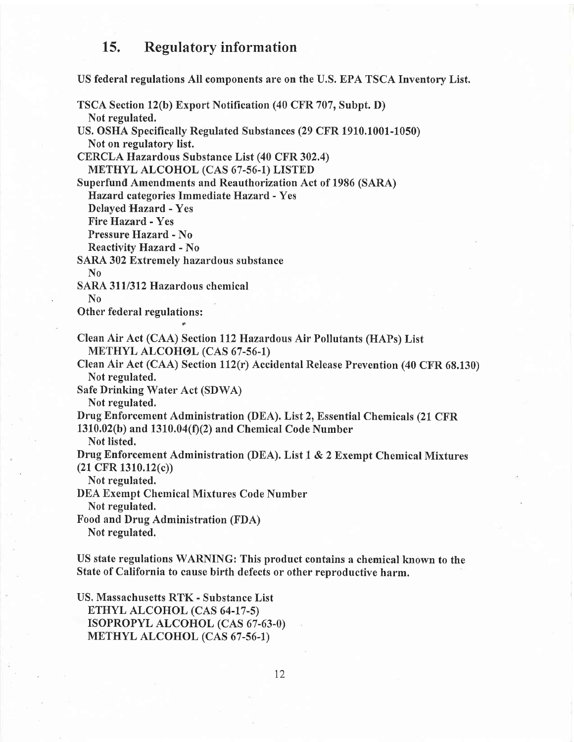## 15. Regulatory information

**US federal regulations All components are on the U.S. EPA TSCA Inventory List.**

**TSCA Section 12(b) Export Notification (40 CFR 707, Subpt. D)**
Not regulated.

**US. OSHA Specifically Regulated Substances (29 CFR 1910.1001-1050)**
Not on regulatory list.

**CERCLA Hazardous Substance List (40 CFR 302.4)**
METHYL ALCOHOL (CAS 67-56-1) LISTED

**Superfund Amendments and Reauthorization Act of 1986 (SARA)**
Hazard categories Immediate Hazard - Yes
Delayed Hazard - Yes
Fire Hazard - Yes
Pressure Hazard - No
Reactivity Hazard - No

**SARA 302 Extremely hazardous substance**
No

**SARA 311/312 Hazardous chemical**
No

**Other federal regulations:**

**Clean Air Act (CAA) Section 112 Hazardous Air Pollutants (HAPs) List**
METHYL ALCOHOL (CAS 67-56-1)

**Clean Air Act (CAA) Section 112(r) Accidental Release Prevention (40 CFR 68.130)**
Not regulated.

**Safe Drinking Water Act (SDWA)**
Not regulated.

**Drug Enforcement Administration (DEA). List 2, Essential Chemicals (21 CFR 1310.02(b) and 1310.04(f)(2) and Chemical Code Number**
Not listed.

**Drug Enforcement Administration (DEA). List 1 & 2 Exempt Chemical Mixtures (21 CFR 1310.12(c))**
Not regulated.

**DEA Exempt Chemical Mixtures Code Number**
Not regulated.

**Food and Drug Administration (FDA)**
Not regulated.

**US state regulations WARNING: This product contains a chemical known to the State of California to cause birth defects or other reproductive harm.**

**US. Massachusetts RTK - Substance List**
ETHYL ALCOHOL (CAS 64-17-5)
ISOPROPYL ALCOHOL (CAS 67-63-0)
METHYL ALCOHOL (CAS 67-56-1)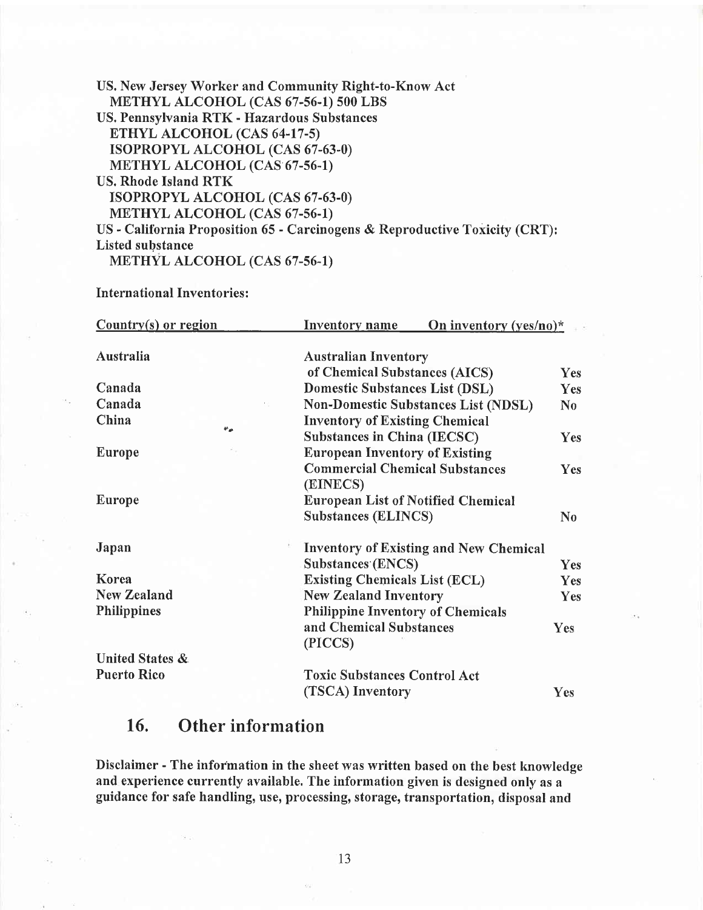**US. New Jersey Worker and Community Right-to-Know Act**
**METHYL ALCOHOL (CAS 67-56-1) 500 LBS**
**US. Pennsylvania RTK - Hazardous Substances**
**ETHYL ALCOHOL (CAS 64-17-5)**
**ISOPROPYL ALCOHOL (CAS 67-63-0)**
**METHYL ALCOHOL (CAS 67-56-1)**
**US. Rhode Island RTK**
**ISOPROPYL ALCOHOL (CAS 67-63-0)**
**METHYL ALCOHOL (CAS 67-56-1)**
**US - California Proposition 65 - Carcinogens & Reproductive Toxicity (CRT): Listed substance**
**METHYL ALCOHOL (CAS 67-56-1)**

**International Inventories:**

| Country(s) or region | Inventory name | On inventory (yes/no)* |
|---|---|---|
| Australia | Australian Inventory of Chemical Substances (AICS) | Yes |
| Canada | Domestic Substances List (DSL) | Yes |
| Canada | Non-Domestic Substances List (NDSL) | No |
| China | Inventory of Existing Chemical Substances in China (IECSC) | Yes |
| Europe | European Inventory of Existing Commercial Chemical Substances (EINECS) | Yes |
| Europe | European List of Notified Chemical Substances (ELINCS) | No |
| Japan | Inventory of Existing and New Chemical Substances (ENCS) | Yes |
| Korea | Existing Chemicals List (ECL) | Yes |
| New Zealand | New Zealand Inventory | Yes |
| Philippines | Philippine Inventory of Chemicals and Chemical Substances (PICCS) | Yes |
| United States & Puerto Rico | Toxic Substances Control Act (TSCA) Inventory | Yes |

## 16. Other information

**Disclaimer - The information in the sheet was written based on the best knowledge and experience currently available. The information given is designed only as a guidance for safe handling, use, processing, storage, transportation, disposal and**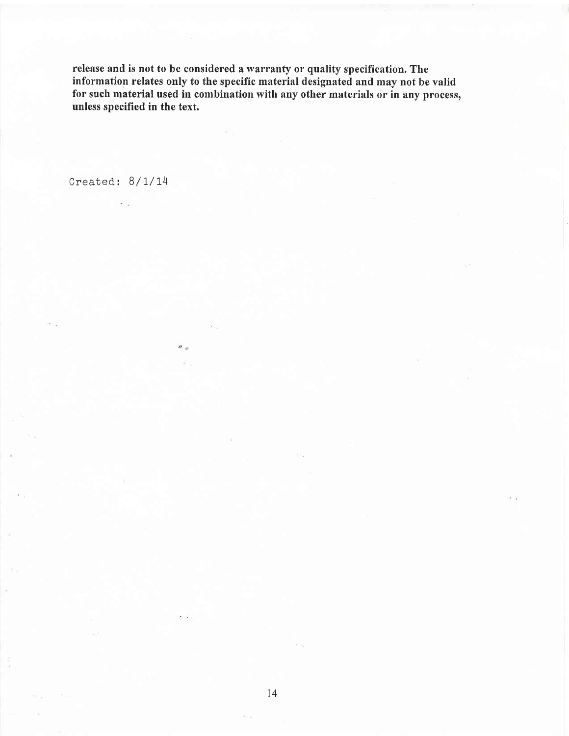**release and is not to be considered a warranty or quality specification. The information relates only to the specific material designated and may not be valid for such material used in combination with any other materials or in any process, unless specified in the text.**

Created: 8/1/14